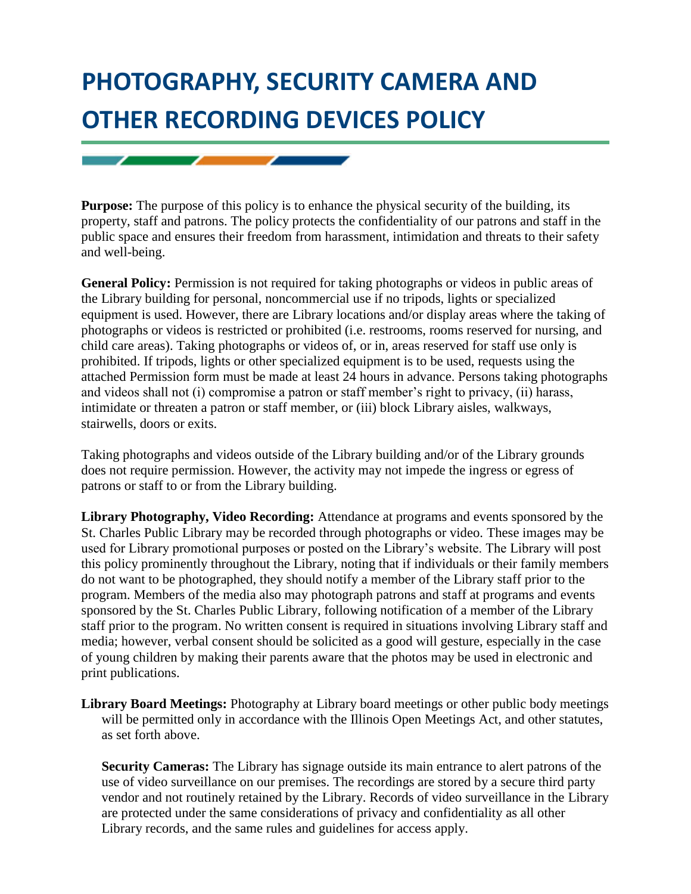# PHOTOGRAPHY, SECURITY CAMERA AND OTHER RECORDING DEVICES POLICY

**Purpose:** The purpose of this policy is to enhance the physical security of the building, its property, staff and patrons. The policy protects the confidentiality of our patrons and staff in the public space and ensures their freedom from harassment, intimidation and threats to their safety and well-being.

**General Policy:** Permission is not required for taking photographs or videos in public areas of the Library building for personal, noncommercial use if no tripods, lights or specialized equipment is used. However, there are Library locations and/or display areas where the taking of photographs or videos is restricted or prohibited (i.e. restrooms, rooms reserved for nursing, and child care areas). Taking photographs or videos of, or in, areas reserved for staff use only is prohibited. If tripods, lights or other specialized equipment is to be used, requests using the attached Permission form must be made at least 24 hours in advance. Persons taking photographs and videos shall not (i) compromise a patron or staff member's right to privacy, (ii) harass, intimidate or threaten a patron or staff member, or (iii) block Library aisles, walkways, stairwells, doors or exits.

Taking photographs and videos outside of the Library building and/or of the Library grounds does not require permission. However, the activity may not impede the ingress or egress of patrons or staff to or from the Library building.

**Library Photography, Video Recording:** Attendance at programs and events sponsored by the St. Charles Public Library may be recorded through photographs or video. These images may be used for Library promotional purposes or posted on the Library's website. The Library will post this policy prominently throughout the Library, noting that if individuals or their family members do not want to be photographed, they should notify a member of the Library staff prior to the program. Members of the media also may photograph patrons and staff at programs and events sponsored by the St. Charles Public Library, following notification of a member of the Library staff prior to the program. No written consent is required in situations involving Library staff and media; however, verbal consent should be solicited as a good will gesture, especially in the case of young children by making their parents aware that the photos may be used in electronic and print publications.

**Library Board Meetings:** Photography at Library board meetings or other public body meetings will be permitted only in accordance with the Illinois Open Meetings Act, and other statutes, as set forth above.

**Security Cameras:** The Library has signage outside its main entrance to alert patrons of the use of video surveillance on our premises. The recordings are stored by a secure third party vendor and not routinely retained by the Library. Records of video surveillance in the Library are protected under the same considerations of privacy and confidentiality as all other Library records, and the same rules and guidelines for access apply.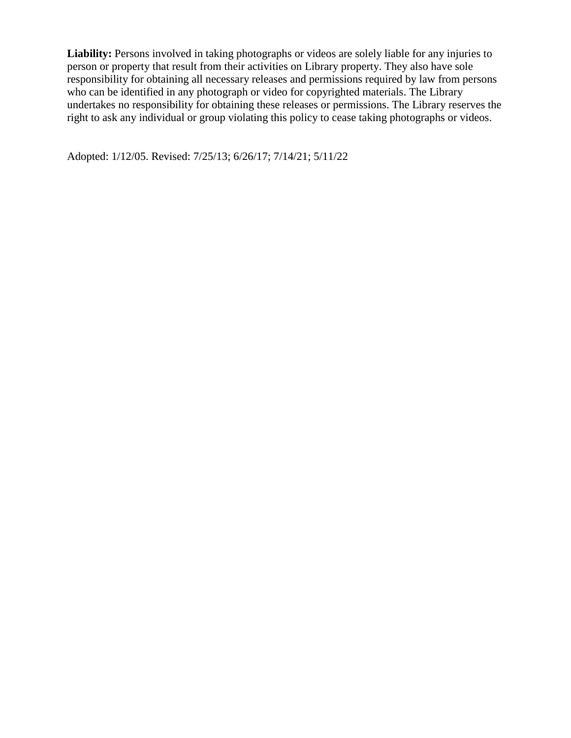**Liability:** Persons involved in taking photographs or videos are solely liable for any injuries to person or property that result from their activities on Library property. They also have sole responsibility for obtaining all necessary releases and permissions required by law from persons who can be identified in any photograph or video for copyrighted materials. The Library undertakes no responsibility for obtaining these releases or permissions. The Library reserves the right to ask any individual or group violating this policy to cease taking photographs or videos.

Adopted: 1/12/05. Revised: 7/25/13; 6/26/17; 7/14/21; 5/11/22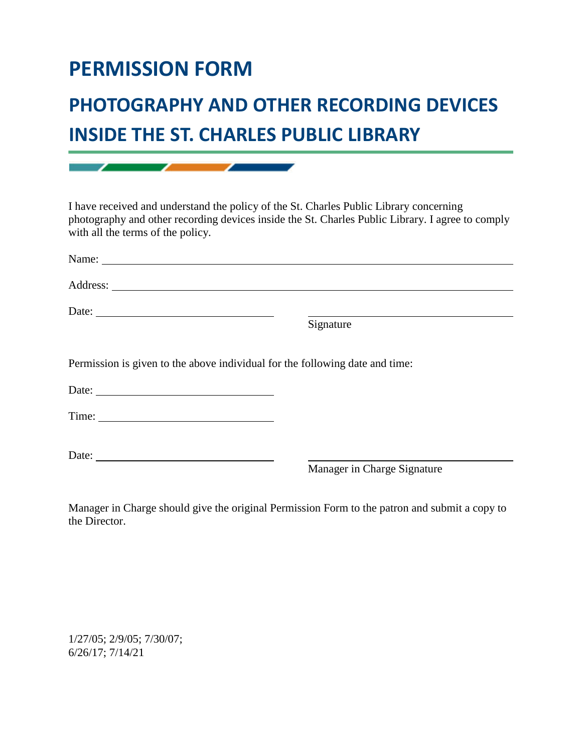# PERMISSION FORM

## PHOTOGRAPHY AND OTHER RECORDING DEVICES INSIDE THE ST. CHARLES PUBLIC LIBRARY

I have received and understand the policy of the St. Charles Public Library concerning photography and other recording devices inside the St. Charles Public Library. I agree to comply with all the terms of the policy.

Name: ______________________________________________

Address: ____________________________________________

Date: ______________________ ______________________
Signature

Permission is given to the above individual for the following date and time:

Date: ______________________

Time: ______________________

Date: ______________________ ______________________
Manager in Charge Signature

Manager in Charge should give the original Permission Form to the patron and submit a copy to the Director.

1/27/05; 2/9/05; 7/30/07;
6/26/17; 7/14/21